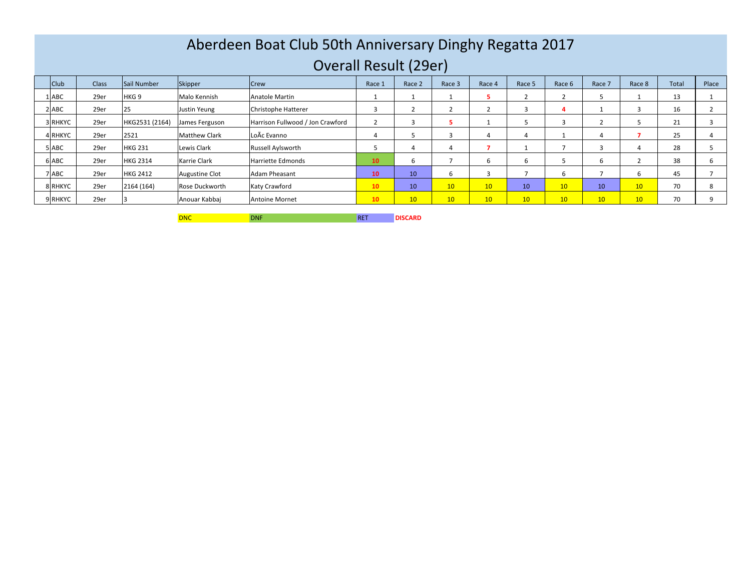# Aberdeen Boat Club 50th Anniversary Dinghy Regatta 2017

## Overall Result (29er)

| | Club | Class | Sail Number | Skipper | Crew | Race 1 | Race 2 | Race 3 | Race 4 | Race 5 | Race 6 | Race 7 | Race 8 | Total | Place |
|---|---|---|---|---|---|---|---|---|---|---|---|---|---|---|---|
| 1 | ABC | 29er | HKG 9 | Malo Kennish | Anatole Martin | 1 | 1 | 1 | 5 | 2 | 2 | 5 | 1 | 13 | 1 |
| 2 | ABC | 29er | 25 | Justin Yeung | Christophe Hatterer | 3 | 2 | 2 | 2 | 3 | 4 | 1 | 3 | 16 | 2 |
| 3 | RHKYC | 29er | HKG2531 (2164) | James Ferguson | Harrison Fullwood / Jon Crawford | 2 | 3 | 5 | 1 | 5 | 3 | 2 | 5 | 21 | 3 |
| 4 | RHKYC | 29er | 2521 | Matthew Clark | LoÃc Evanno | 4 | 5 | 3 | 4 | 4 | 1 | 4 | 7 | 25 | 4 |
| 5 | ABC | 29er | HKG 231 | Lewis Clark | Russell Aylsworth | 5 | 4 | 4 | 7 | 1 | 7 | 3 | 4 | 28 | 5 |
| 6 | ABC | 29er | HKG 2314 | Karrie Clark | Harriette Edmonds | 10 | 6 | 7 | 6 | 6 | 5 | 6 | 2 | 38 | 6 |
| 7 | ABC | 29er | HKG 2412 | Augustine Clot | Adam Pheasant | 10 | 10 | 6 | 3 | 7 | 6 | 7 | 6 | 45 | 7 |
| 8 | RHKYC | 29er | 2164 (164) | Rose Duckworth | Katy Crawford | 10 | 10 | 10 | 10 | 10 | 10 | 10 | 10 | 70 | 8 |
| 9 | RHKYC | 29er | 3 | Anouar Kabbaj | Antoine Mornet | 10 | 10 | 10 | 10 | 10 | 10 | 10 | 10 | 70 | 9 |

DNC DNF RET **DISCARD**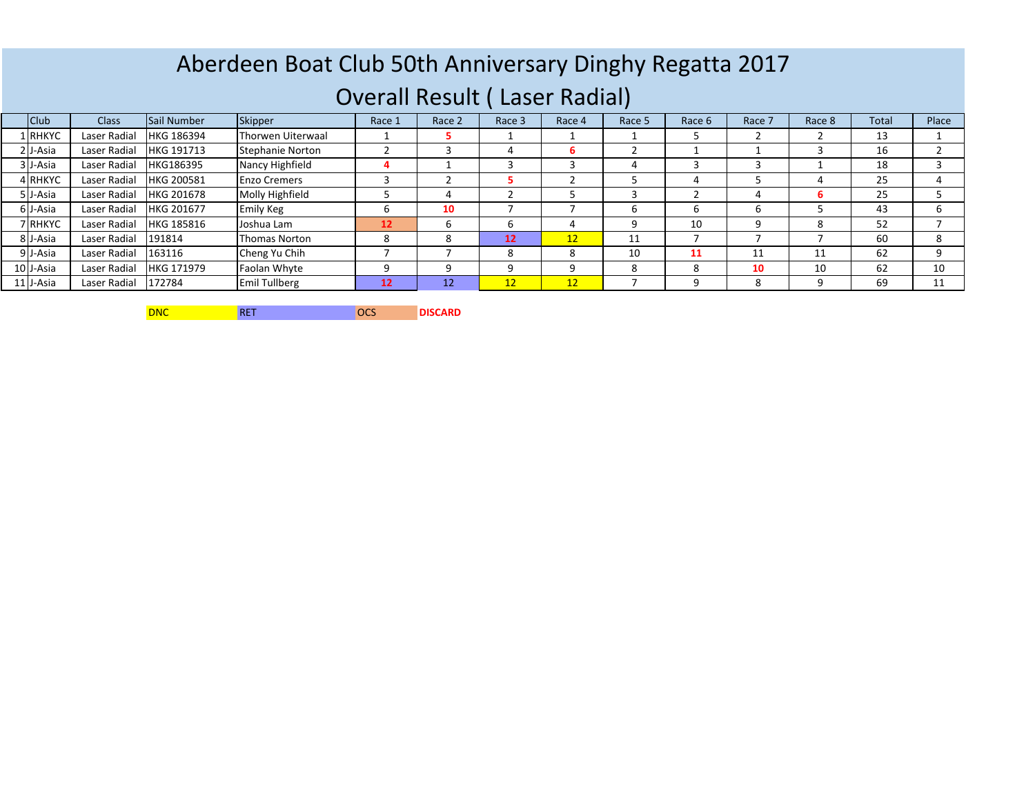# Aberdeen Boat Club 50th Anniversary Dinghy Regatta 2017

## Overall Result ( Laser Radial)

| | Club | Class | Sail Number | Skipper | Race 1 | Race 2 | Race 3 | Race 4 | Race 5 | Race 6 | Race 7 | Race 8 | Total | Place |
|---|---|---|---|---|---|---|---|---|---|---|---|---|---|---|
| 1 | RHKYC | Laser Radial | HKG 186394 | Thorwen Uiterwaal | 1 | **5** | 1 | 1 | 1 | 5 | 2 | 2 | 13 | 1 |
| 2 | J-Asia | Laser Radial | HKG 191713 | Stephanie Norton | 2 | 3 | 4 | **6** | 2 | 1 | 1 | 3 | 16 | 2 |
| 3 | J-Asia | Laser Radial | HKG186395 | Nancy Highfield | **4** | 1 | 3 | 3 | 4 | 3 | 3 | 1 | 18 | 3 |
| 4 | RHKYC | Laser Radial | HKG 200581 | Enzo Cremers | 3 | 2 | **5** | 2 | 5 | 4 | 5 | 4 | 25 | 4 |
| 5 | J-Asia | Laser Radial | HKG 201678 | Molly Highfield | 5 | 4 | 2 | 5 | 3 | 2 | 4 | **6** | 25 | 5 |
| 6 | J-Asia | Laser Radial | HKG 201677 | Emily Keg | 6 | **10** | 7 | 7 | 6 | 6 | 6 | 5 | 43 | 6 |
| 7 | RHKYC | Laser Radial | HKG 185816 | Joshua Lam | **12** | 6 | 6 | 4 | 9 | 10 | 9 | 8 | 52 | 7 |
| 8 | J-Asia | Laser Radial | 191814 | Thomas Norton | 8 | 8 | **12** | 12 | 11 | 7 | 7 | 7 | 60 | 8 |
| 9 | J-Asia | Laser Radial | 163116 | Cheng Yu Chih | 7 | 7 | 8 | 8 | 10 | **11** | 11 | 11 | 62 | 9 |
| 10 | J-Asia | Laser Radial | HKG 171979 | Faolan Whyte | 9 | 9 | 9 | 9 | 8 | 8 | **10** | 10 | 62 | 10 |
| 11 | J-Asia | Laser Radial | 172784 | Emil Tullberg | **12** | 12 | 12 | 12 | 7 | 9 | 8 | 9 | 69 | 11 |

DNC RET OCS **DISCARD**